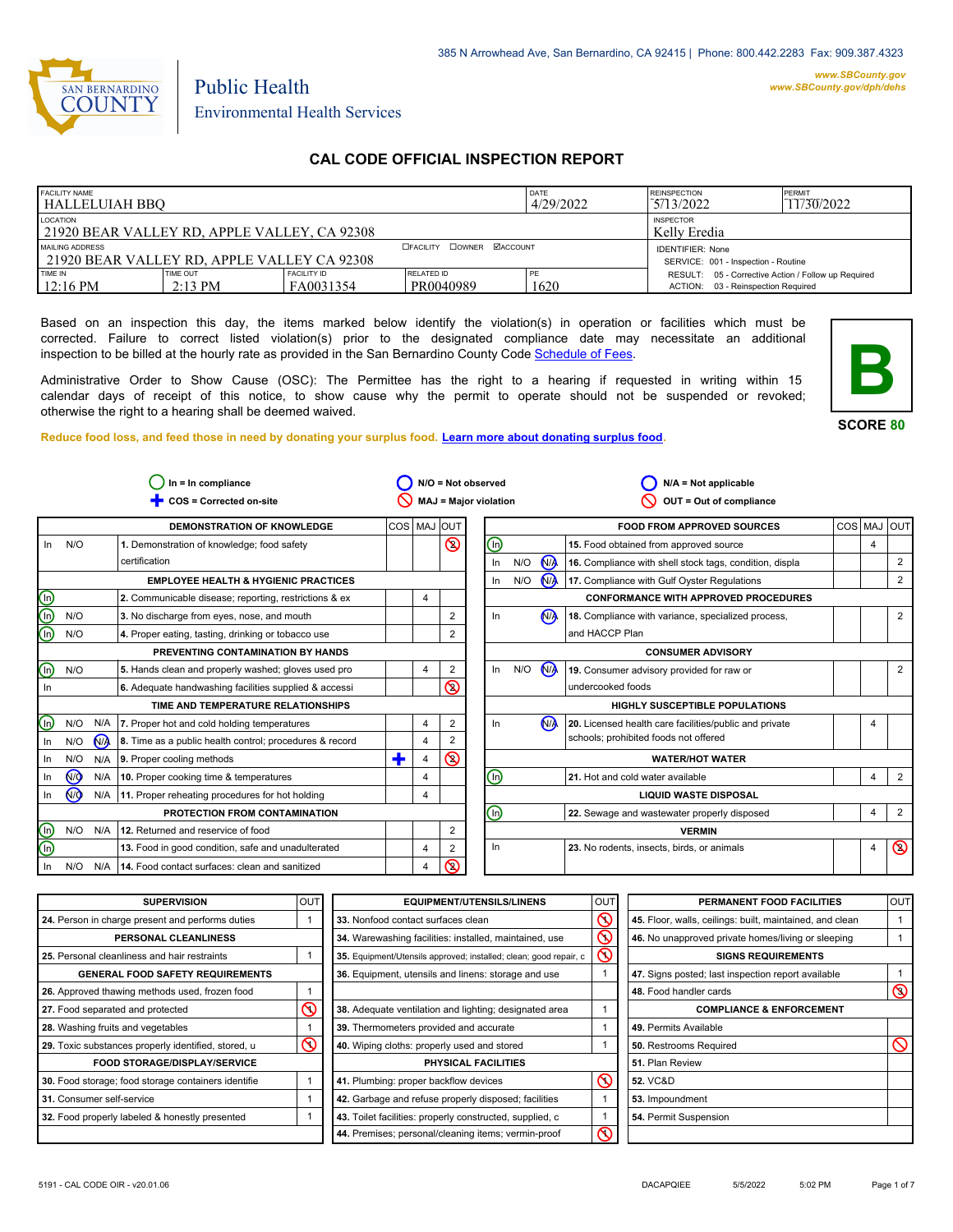385 N Arrowhead Ave, San Bernardino, CA 92415 | Phone: 800.442.2283 Fax: 909.387.4323

www.SBCounty.gov
www.SBCounty.gov/dph/dehs

SAN BERNARDINO COUNTY

Public Health
Environmental Health Services

# CAL CODE OFFICIAL INSPECTION REPORT

| FACILITY NAME | | | | DATE | REINSPECTION | PERMIT |
|---|---|---|---|---|---|---|
| HALLELUIAH BBQ | | | | 4/29/2022 | 5/13/2022 | 11/30/2022 |
| LOCATION | | | | | INSPECTOR | |
| 21920 BEAR VALLEY RD, APPLE VALLEY, CA 92308 | | | | | Kelly Eredia | |
| MAILING ADDRESS | | ☐FACILITY ☐OWNER ☑ACCOUNT | | | IDENTIFIER: None | |
| 21920 BEAR VALLEY RD, APPLE VALLEY CA 92308 | | | | | SERVICE: 001 - Inspection - Routine | |
| TIME IN | TIME OUT | FACILITY ID | RELATED ID | PE | RESULT: 05 - Corrective Action / Follow up Required | |
| 12:16 PM | 2:13 PM | FA0031354 | PR0040989 | 1620 | ACTION: 03 - Reinspection Required | |

Based on an inspection this day, the items marked below identify the violation(s) in operation or facilities which must be corrected. Failure to correct listed violation(s) prior to the designated compliance date may necessitate an additional inspection to be billed at the hourly rate as provided in the San Bernardino County Code Schedule of Fees.

Administrative Order to Show Cause (OSC): The Permittee has the right to a hearing if requested in writing within 15 calendar days of receipt of this notice, to show cause why the permit to operate should not be suspended or revoked; otherwise the right to a hearing shall be deemed waived.

**B**

**SCORE 80**

**Reduce food loss, and feed those in need by donating your surplus food. Learn more about donating surplus food.**

In = In compliance | N/O = Not observed | N/A = Not applicable
COS = Corrected on-site | MAJ = Major violation | OUT = Out of compliance

| Status | Item | COS | MAJ | OUT |
|---|---|---|---|---|
| | **DEMONSTRATION OF KNOWLEDGE** | | | |
| In N/O | 1. Demonstration of knowledge; food safety certification | | | **OUT (2)** |
| | **EMPLOYEE HEALTH & HYGIENIC PRACTICES** | | | |
| **In** | 2. Communicable disease; reporting, restrictions & ex | | 4 | |
| **In** N/O | 3. No discharge from eyes, nose, and mouth | | | 2 |
| **In** N/O | 4. Proper eating, tasting, drinking or tobacco use | | | 2 |
| | **PREVENTING CONTAMINATION BY HANDS** | | | |
| **In** N/O | 5. Hands clean and properly washed; gloves used pro | | 4 | 2 |
| In | 6. Adequate handwashing facilities supplied & accessi | | | **OUT (2)** |
| | **TIME AND TEMPERATURE RELATIONSHIPS** | | | |
| **In** N/O N/A | 7. Proper hot and cold holding temperatures | | 4 | 2 |
| In N/O **N/A** | 8. Time as a public health control; procedures & record | | 4 | 2 |
| In N/O N/A | 9. Proper cooling methods | **COS** | 4 | **OUT (2)** |
| In **N/O** N/A | 10. Proper cooking time & temperatures | | 4 | |
| In **N/O** N/A | 11. Proper reheating procedures for hot holding | | 4 | |
| | **PROTECTION FROM CONTAMINATION** | | | |
| **In** N/O N/A | 12. Returned and reservice of food | | | 2 |
| **In** | 13. Food in good condition, safe and unadulterated | | 4 | 2 |
| In N/O N/A | 14. Food contact surfaces: clean and sanitized | | 4 | **OUT (2)** |
| | **FOOD FROM APPROVED SOURCES** | | | |
| **In** | 15. Food obtained from approved source | | 4 | |
| In N/O **N/A** | 16. Compliance with shell stock tags, condition, displa | | | 2 |
| In N/O **N/A** | 17. Compliance with Gulf Oyster Regulations | | | 2 |
| | **CONFORMANCE WITH APPROVED PROCEDURES** | | | |
| In **N/A** | 18. Compliance with variance, specialized process, and HACCP Plan | | | 2 |
| | **CONSUMER ADVISORY** | | | |
| In N/O **N/A** | 19. Consumer advisory provided for raw or undercooked foods | | | 2 |
| | **HIGHLY SUSCEPTIBLE POPULATIONS** | | | |
| In **N/A** | 20. Licensed health care facilities/public and private schools; prohibited foods not offered | | 4 | |
| | **WATER/HOT WATER** | | | |
| **In** | 21. Hot and cold water available | | 4 | 2 |
| | **LIQUID WASTE DISPOSAL** | | | |
| **In** | 22. Sewage and wastewater properly disposed | | 4 | 2 |
| | **VERMIN** | | | |
| In | 23. No rodents, insects, birds, or animals | | 4 | **OUT (2)** |

| Item | OUT |
|---|---|
| **SUPERVISION** | |
| 24. Person in charge present and performs duties | 1 |
| **PERSONAL CLEANLINESS** | |
| 25. Personal cleanliness and hair restraints | 1 |
| **GENERAL FOOD SAFETY REQUIREMENTS** | |
| 26. Approved thawing methods used, frozen food | 1 |
| 27. Food separated and protected | **OUT** |
| 28. Washing fruits and vegetables | 1 |
| 29. Toxic substances properly identified, stored, u | **OUT** |
| **FOOD STORAGE/DISPLAY/SERVICE** | |
| 30. Food storage; food storage containers identifie | 1 |
| 31. Consumer self-service | 1 |
| 32. Food properly labeled & honestly presented | 1 |
| **EQUIPMENT/UTENSILS/LINENS** | |
| 33. Nonfood contact surfaces clean | **OUT** |
| 34. Warewashing facilities: installed, maintained, use | **OUT** |
| 35. Equipment/Utensils approved; installed; clean; good repair, c | **OUT** |
| 36. Equipment, utensils and linens: storage and use | 1 |
| 38. Adequate ventilation and lighting; designated area | 1 |
| 39. Thermometers provided and accurate | 1 |
| 40. Wiping cloths: properly used and stored | 1 |
| **PHYSICAL FACILITIES** | |
| 41. Plumbing: proper backflow devices | **OUT** |
| 42. Garbage and refuse properly disposed; facilities | 1 |
| 43. Toilet facilities: properly constructed, supplied, c | 1 |
| 44. Premises; personal/cleaning items; vermin-proof | **OUT** |
| **PERMANENT FOOD FACILITIES** | |
| 45. Floor, walls, ceilings: built, maintained, and clean | 1 |
| 46. No unapproved private homes/living or sleeping | 1 |
| **SIGNS REQUIREMENTS** | |
| 47. Signs posted; last inspection report available | 1 |
| 48. Food handler cards | **OUT (3)** |
| **COMPLIANCE & ENFORCEMENT** | |
| 49. Permits Available | |
| 50. Restrooms Required | **OUT** |
| 51. Plan Review | |
| 52. VC&D | |
| 53. Impoundment | |
| 54. Permit Suspension | |

5191 - CAL CODE OIR - v20.01.06 DACAPQIEE 5/5/2022 5:02 PM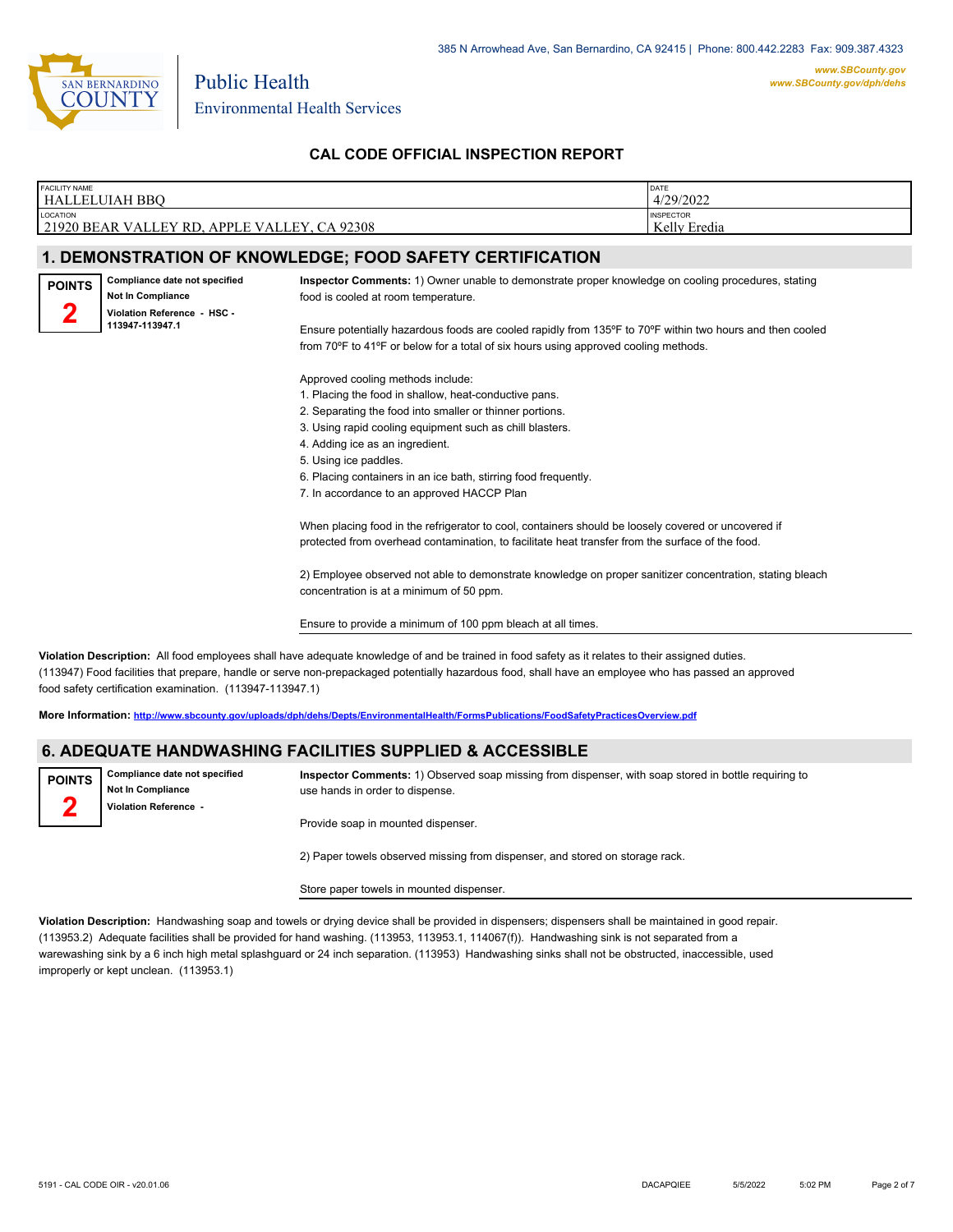385 N Arrowhead Ave, San Bernardino, CA 92415 | Phone: 800.442.2283 Fax: 909.387.4323

www.SBCounty.gov
www.SBCounty.gov/dph/dehs

Public Health
Environmental Health Services

## CAL CODE OFFICIAL INSPECTION REPORT

| FACILITY NAME | DATE |
|---|---|
| HALLELUIAH BBQ | 4/29/2022 |
| **LOCATION** | **INSPECTOR** |
| 21920 BEAR VALLEY RD, APPLE VALLEY, CA 92308 | Kelly Eredia |

## 1. DEMONSTRATION OF KNOWLEDGE; FOOD SAFETY CERTIFICATION

**POINTS 2**

**Compliance date not specified**
**Not In Compliance**
**Violation Reference - HSC - 113947-113947.1**

**Inspector Comments:** 1) Owner unable to demonstrate proper knowledge on cooling procedures, stating food is cooled at room temperature.

Ensure potentially hazardous foods are cooled rapidly from 135ºF to 70ºF within two hours and then cooled from 70ºF to 41ºF or below for a total of six hours using approved cooling methods.

Approved cooling methods include:
1. Placing the food in shallow, heat-conductive pans.
2. Separating the food into smaller or thinner portions.
3. Using rapid cooling equipment such as chill blasters.
4. Adding ice as an ingredient.
5. Using ice paddles.
6. Placing containers in an ice bath, stirring food frequently.
7. In accordance to an approved HACCP Plan

When placing food in the refrigerator to cool, containers should be loosely covered or uncovered if protected from overhead contamination, to facilitate heat transfer from the surface of the food.

2) Employee observed not able to demonstrate knowledge on proper sanitizer concentration, stating bleach concentration is at a minimum of 50 ppm.

Ensure to provide a minimum of 100 ppm bleach at all times.

**Violation Description:** All food employees shall have adequate knowledge of and be trained in food safety as it relates to their assigned duties. (113947) Food facilities that prepare, handle or serve non-prepackaged potentially hazardous food, shall have an employee who has passed an approved food safety certification examination. (113947-113947.1)

**More Information:** http://www.sbcounty.gov/uploads/dph/dehs/Depts/EnvironmentalHealth/FormsPublications/FoodSafetyPracticesOverview.pdf

## 6. ADEQUATE HANDWASHING FACILITIES SUPPLIED & ACCESSIBLE

**POINTS 2**

**Compliance date not specified**
**Not In Compliance**
**Violation Reference -**

**Inspector Comments:** 1) Observed soap missing from dispenser, with soap stored in bottle requiring to use hands in order to dispense.

Provide soap in mounted dispenser.

2) Paper towels observed missing from dispenser, and stored on storage rack.

Store paper towels in mounted dispenser.

**Violation Description:** Handwashing soap and towels or drying device shall be provided in dispensers; dispensers shall be maintained in good repair. (113953.2) Adequate facilities shall be provided for hand washing. (113953, 113953.1, 114067(f)). Handwashing sink is not separated from a warewashing sink by a 6 inch high metal splashguard or 24 inch separation. (113953) Handwashing sinks shall not be obstructed, inaccessible, used improperly or kept unclean. (113953.1)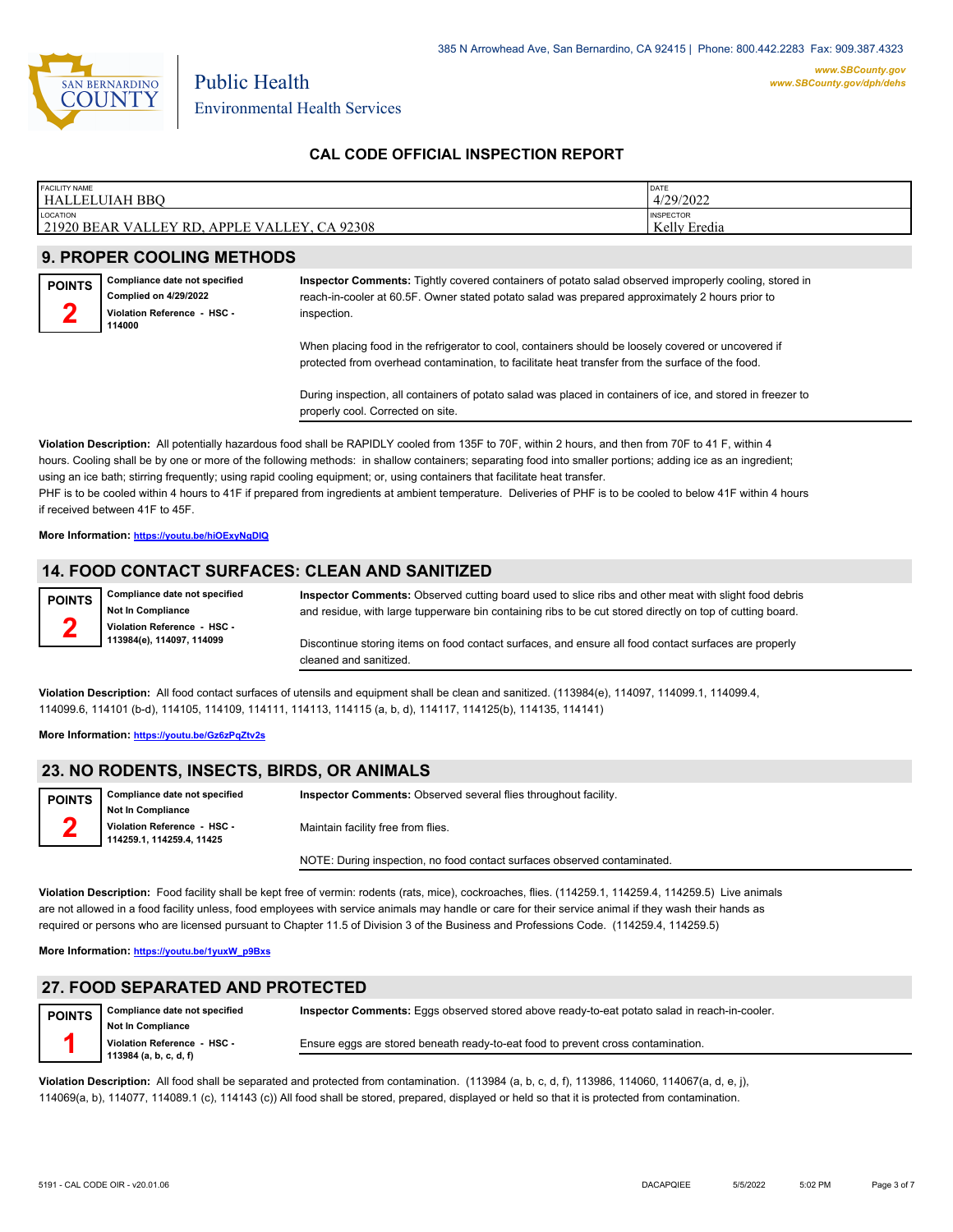385 N Arrowhead Ave, San Bernardino, CA 92415 | Phone: 800.442.2283 Fax: 909.387.4323

www.SBCounty.gov
www.SBCounty.gov/dph/dehs

Public Health
Environmental Health Services

## CAL CODE OFFICIAL INSPECTION REPORT

| FACILITY NAME | DATE |
|---|---|
| HALLELUIAH BBQ | 4/29/2022 |
| **LOCATION** | **INSPECTOR** |
| 21920 BEAR VALLEY RD, APPLE VALLEY, CA 92308 | Kelly Eredia |

## 9. PROPER COOLING METHODS

**POINTS** 2

**Compliance date not specified**
**Complied on 4/29/2022**
**Violation Reference - HSC - 114000**

**Inspector Comments:** Tightly covered containers of potato salad observed improperly cooling, stored in reach-in-cooler at 60.5F. Owner stated potato salad was prepared approximately 2 hours prior to inspection.

When placing food in the refrigerator to cool, containers should be loosely covered or uncovered if protected from overhead contamination, to facilitate heat transfer from the surface of the food.

During inspection, all containers of potato salad was placed in containers of ice, and stored in freezer to properly cool. Corrected on site.

**Violation Description:** All potentially hazardous food shall be RAPIDLY cooled from 135F to 70F, within 2 hours, and then from 70F to 41 F, within 4 hours. Cooling shall be by one or more of the following methods: in shallow containers; separating food into smaller portions; adding ice as an ingredient; using an ice bath; stirring frequently; using rapid cooling equipment; or, using containers that facilitate heat transfer.
PHF is to be cooled within 4 hours to 41F if prepared from ingredients at ambient temperature. Deliveries of PHF is to be cooled to below 41F within 4 hours if received between 41F to 45F.

**More Information:** https://youtu.be/hiOExyNgDIQ

## 14. FOOD CONTACT SURFACES: CLEAN AND SANITIZED

**POINTS** 2

**Compliance date not specified**
**Not In Compliance**
**Violation Reference - HSC - 113984(e), 114097, 114099**

**Inspector Comments:** Observed cutting board used to slice ribs and other meat with slight food debris and residue, with large tupperware bin containing ribs to be cut stored directly on top of cutting board.

Discontinue storing items on food contact surfaces, and ensure all food contact surfaces are properly cleaned and sanitized.

**Violation Description:** All food contact surfaces of utensils and equipment shall be clean and sanitized. (113984(e), 114097, 114099.1, 114099.4, 114099.6, 114101 (b-d), 114105, 114109, 114111, 114113, 114115 (a, b, d), 114117, 114125(b), 114135, 114141)

**More Information:** https://youtu.be/Gz6zPqZtv2s

## 23. NO RODENTS, INSECTS, BIRDS, OR ANIMALS

**POINTS** 2

**Compliance date not specified**
**Not In Compliance**
**Violation Reference - HSC - 114259.1, 114259.4, 11425**

**Inspector Comments:** Observed several flies throughout facility.

Maintain facility free from flies.

NOTE: During inspection, no food contact surfaces observed contaminated.

**Violation Description:** Food facility shall be kept free of vermin: rodents (rats, mice), cockroaches, flies. (114259.1, 114259.4, 114259.5) Live animals are not allowed in a food facility unless, food employees with service animals may handle or care for their service animal if they wash their hands as required or persons who are licensed pursuant to Chapter 11.5 of Division 3 of the Business and Professions Code. (114259.4, 114259.5)

**More Information:** https://youtu.be/1yuxW_p9Bxs

## 27. FOOD SEPARATED AND PROTECTED

**POINTS** 1

**Compliance date not specified**
**Not In Compliance**
**Violation Reference - HSC - 113984 (a, b, c, d, f)**

**Inspector Comments:** Eggs observed stored above ready-to-eat potato salad in reach-in-cooler.

Ensure eggs are stored beneath ready-to-eat food to prevent cross contamination.

**Violation Description:** All food shall be separated and protected from contamination. (113984 (a, b, c, d, f), 113986, 114060, 114067(a, d, e, j), 114069(a, b), 114077, 114089.1 (c), 114143 (c)) All food shall be stored, prepared, displayed or held so that it is protected from contamination.

5191 - CAL CODE OIR - v20.01.06 DACAPQIEE 5/5/2022 5:02 PM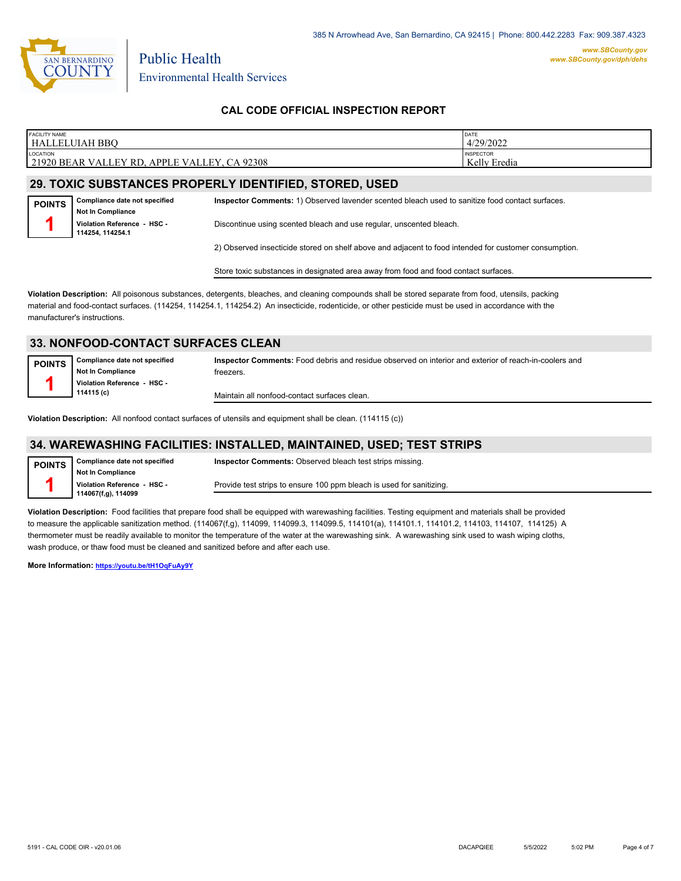385 N Arrowhead Ave, San Bernardino, CA 92415 | Phone: 800.442.2283 Fax: 909.387.4323

www.SBCounty.gov
www.SBCounty.gov/dph/dehs

Public Health
Environmental Health Services

## CAL CODE OFFICIAL INSPECTION REPORT

| FACILITY NAME | DATE |
|---|---|
| HALLELUIAH BBQ | 4/29/2022 |
| **LOCATION** | **INSPECTOR** |
| 21920 BEAR VALLEY RD, APPLE VALLEY, CA 92308 | Kelly Eredia |

## 29. TOXIC SUBSTANCES PROPERLY IDENTIFIED, STORED, USED

**POINTS** 1

**Compliance date not specified**
**Not In Compliance**
**Violation Reference - HSC - 114254, 114254.1**

**Inspector Comments:** 1) Observed lavender scented bleach used to sanitize food contact surfaces.

Discontinue using scented bleach and use regular, unscented bleach.

2) Observed insecticide stored on shelf above and adjacent to food intended for customer consumption.

Store toxic substances in designated area away from food and food contact surfaces.

**Violation Description:** All poisonous substances, detergents, bleaches, and cleaning compounds shall be stored separate from food, utensils, packing material and food-contact surfaces. (114254, 114254.1, 114254.2) An insecticide, rodenticide, or other pesticide must be used in accordance with the manufacturer's instructions.

## 33. NONFOOD-CONTACT SURFACES CLEAN

**POINTS** 1

**Compliance date not specified**
**Not In Compliance**
**Violation Reference - HSC - 114115 (c)**

**Inspector Comments:** Food debris and residue observed on interior and exterior of reach-in-coolers and freezers.

Maintain all nonfood-contact surfaces clean.

**Violation Description:** All nonfood contact surfaces of utensils and equipment shall be clean. (114115 (c))

## 34. WAREWASHING FACILITIES: INSTALLED, MAINTAINED, USED; TEST STRIPS

**POINTS** 1

**Compliance date not specified**
**Not In Compliance**
**Violation Reference - HSC - 114067(f,g), 114099**

**Inspector Comments:** Observed bleach test strips missing.

Provide test strips to ensure 100 ppm bleach is used for sanitizing.

**Violation Description:** Food facilities that prepare food shall be equipped with warewashing facilities. Testing equipment and materials shall be provided to measure the applicable sanitization method. (114067(f,g), 114099, 114099.3, 114099.5, 114101(a), 114101.1, 114101.2, 114103, 114107, 114125) A thermometer must be readily available to monitor the temperature of the water at the warewashing sink. A warewashing sink used to wash wiping cloths, wash produce, or thaw food must be cleaned and sanitized before and after each use.

**More Information:** https://youtu.be/tH1OqFuAy9Y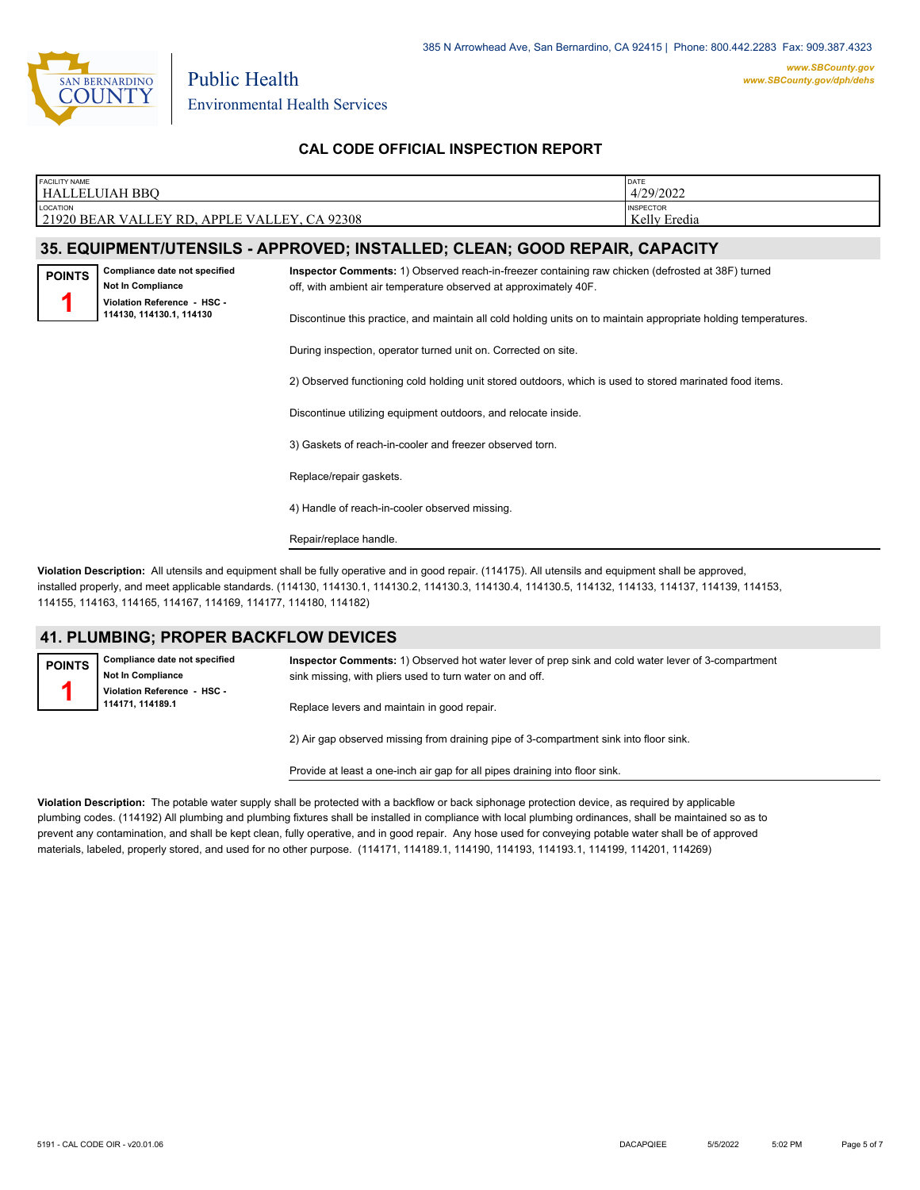## CAL CODE OFFICIAL INSPECTION REPORT

| FACILITY NAME | DATE |
|---|---|
| HALLELUIAH BBQ | 4/29/2022 |
| **LOCATION** | **INSPECTOR** |
| 21920 BEAR VALLEY RD, APPLE VALLEY, CA 92308 | Kelly Eredia |

### 35. EQUIPMENT/UTENSILS - APPROVED; INSTALLED; CLEAN; GOOD REPAIR, CAPACITY

**POINTS** 1

**Compliance date not specified**
**Not In Compliance**
**Violation Reference - HSC - 114130, 114130.1, 114130**

**Inspector Comments:** 1) Observed reach-in-freezer containing raw chicken (defrosted at 38F) turned off, with ambient air temperature observed at approximately 40F.

Discontinue this practice, and maintain all cold holding units on to maintain appropriate holding temperatures.

During inspection, operator turned unit on. Corrected on site.

2) Observed functioning cold holding unit stored outdoors, which is used to stored marinated food items.

Discontinue utilizing equipment outdoors, and relocate inside.

3) Gaskets of reach-in-cooler and freezer observed torn.

Replace/repair gaskets.

4) Handle of reach-in-cooler observed missing.

Repair/replace handle.

**Violation Description:** All utensils and equipment shall be fully operative and in good repair. (114175). All utensils and equipment shall be approved, installed properly, and meet applicable standards. (114130, 114130.1, 114130.2, 114130.3, 114130.4, 114130.5, 114132, 114133, 114137, 114139, 114153, 114155, 114163, 114165, 114167, 114169, 114177, 114180, 114182)

### 41. PLUMBING; PROPER BACKFLOW DEVICES

**POINTS** 1

**Compliance date not specified**
**Not In Compliance**
**Violation Reference - HSC - 114171, 114189.1**

**Inspector Comments:** 1) Observed hot water lever of prep sink and cold water lever of 3-compartment sink missing, with pliers used to turn water on and off.

Replace levers and maintain in good repair.

2) Air gap observed missing from draining pipe of 3-compartment sink into floor sink.

Provide at least a one-inch air gap for all pipes draining into floor sink.

**Violation Description:** The potable water supply shall be protected with a backflow or back siphonage protection device, as required by applicable plumbing codes. (114192) All plumbing and plumbing fixtures shall be installed in compliance with local plumbing ordinances, shall be maintained so as to prevent any contamination, and shall be kept clean, fully operative, and in good repair. Any hose used for conveying potable water shall be of approved materials, labeled, properly stored, and used for no other purpose. (114171, 114189.1, 114190, 114193, 114193.1, 114199, 114201, 114269)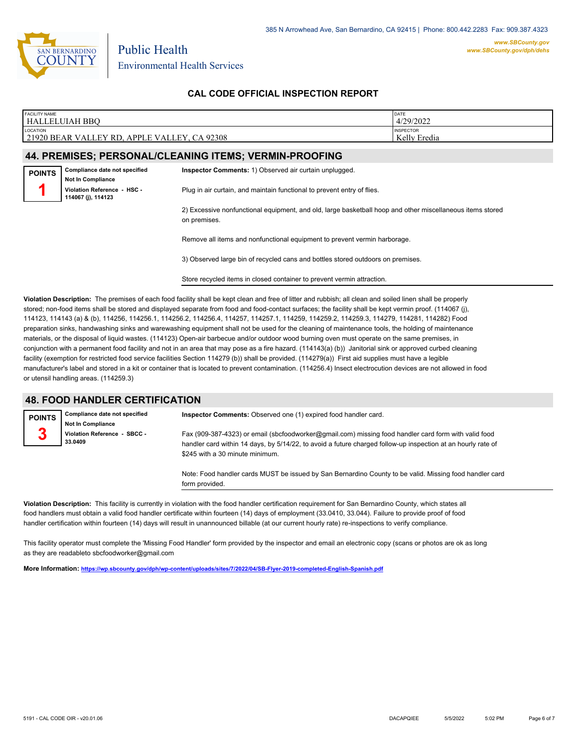385 N Arrowhead Ave, San Bernardino, CA 92415 | Phone: 800.442.2283 Fax: 909.387.4323

www.SBCounty.gov
www.SBCounty.gov/dph/dehs

Public Health
Environmental Health Services

## CAL CODE OFFICIAL INSPECTION REPORT

| FACILITY NAME | DATE |
|---|---|
| HALLELUIAH BBQ | 4/29/2022 |
| **LOCATION** | **INSPECTOR** |
| 21920 BEAR VALLEY RD, APPLE VALLEY, CA 92308 | Kelly Eredia |

### 44. PREMISES; PERSONAL/CLEANING ITEMS; VERMIN-PROOFING

**POINTS** 1

**Compliance date not specified**
**Not In Compliance**
**Violation Reference - HSC - 114067 (j), 114123**

**Inspector Comments:** 1) Observed air curtain unplugged.

Plug in air curtain, and maintain functional to prevent entry of flies.

2) Excessive nonfunctional equipment, and old, large basketball hoop and other miscellaneous items stored on premises.

Remove all items and nonfunctional equipment to prevent vermin harborage.

3) Observed large bin of recycled cans and bottles stored outdoors on premises.

Store recycled items in closed container to prevent vermin attraction.

**Violation Description:** The premises of each food facility shall be kept clean and free of litter and rubbish; all clean and soiled linen shall be properly stored; non-food items shall be stored and displayed separate from food and food-contact surfaces; the facility shall be kept vermin proof. (114067 (j), 114123, 114143 (a) & (b), 114256, 114256.1, 114256.2, 114256.4, 114257, 114257.1, 114259, 114259.2, 114259.3, 114279, 114281, 114282) Food preparation sinks, handwashing sinks and warewashing equipment shall not be used for the cleaning of maintenance tools, the holding of maintenance materials, or the disposal of liquid wastes. (114123) Open-air barbecue and/or outdoor wood burning oven must operate on the same premises, in conjunction with a permanent food facility and not in an area that may pose as a fire hazard. (114143(a) (b)) Janitorial sink or approved curbed cleaning facility (exemption for restricted food service facilities Section 114279 (b)) shall be provided. (114279(a)) First aid supplies must have a legible manufacturer's label and stored in a kit or container that is located to prevent contamination. (114256.4) Insect electrocution devices are not allowed in food or utensil handling areas. (114259.3)

### 48. FOOD HANDLER CERTIFICATION

**POINTS** 3

**Compliance date not specified**
**Not In Compliance**
**Violation Reference - SBCC - 33.0409**

**Inspector Comments:** Observed one (1) expired food handler card.

Fax (909-387-4323) or email (sbcfoodworker@gmail.com) missing food handler card form with valid food handler card within 14 days, by 5/14/22, to avoid a future charged follow-up inspection at an hourly rate of $245 with a 30 minute minimum.

Note: Food handler cards MUST be issued by San Bernardino County to be valid. Missing food handler card form provided.

**Violation Description:** This facility is currently in violation with the food handler certification requirement for San Bernardino County, which states all food handlers must obtain a valid food handler certificate within fourteen (14) days of employment (33.0410, 33.044). Failure to provide proof of food handler certification within fourteen (14) days will result in unannounced billable (at our current hourly rate) re-inspections to verify compliance.

This facility operator must complete the 'Missing Food Handler' form provided by the inspector and email an electronic copy (scans or photos are ok as long as they are readableto sbcfoodworker@gmail.com

**More Information:** https://wp.sbcounty.gov/dph/wp-content/uploads/sites/7/2022/04/SB-Flyer-2019-completed-English-Spanish.pdf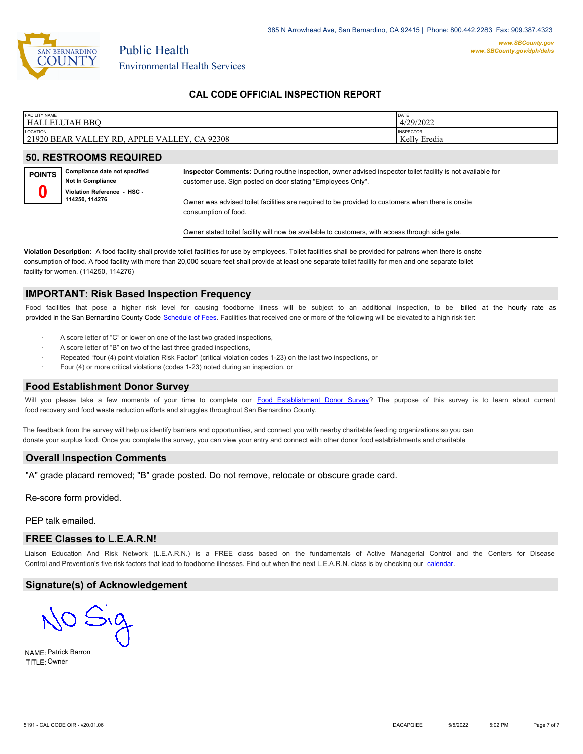385 N Arrowhead Ave, San Bernardino, CA 92415 | Phone: 800.442.2283 Fax: 909.387.4323

www.SBCounty.gov
www.SBCounty.gov/dph/dehs

SAN BERNARDINO COUNTY

Public Health
Environmental Health Services

## CAL CODE OFFICIAL INSPECTION REPORT

| FACILITY NAME | DATE |
|---|---|
| HALLELUIAH BBQ | 4/29/2022 |
| **LOCATION** | **INSPECTOR** |
| 21920 BEAR VALLEY RD, APPLE VALLEY, CA 92308 | Kelly Eredia |

## 50. RESTROOMS REQUIRED

**POINTS**
**0**

**Compliance date not specified**
**Not In Compliance**
**Violation Reference - HSC - 114250, 114276**

**Inspector Comments:** During routine inspection, owner advised inspector toilet facility is not available for customer use. Sign posted on door stating "Employees Only".

Owner was advised toilet facilities are required to be provided to customers when there is onsite consumption of food.

Owner stated toilet facility will now be available to customers, with access through side gate.

**Violation Description:** A food facility shall provide toilet facilities for use by employees. Toilet facilities shall be provided for patrons when there is onsite consumption of food. A food facility with more than 20,000 square feet shall provide at least one separate toilet facility for men and one separate toilet facility for women. (114250, 114276)

## IMPORTANT: Risk Based Inspection Frequency

Food facilities that pose a higher risk level for causing foodborne illness will be subject to an additional inspection, to be billed at the hourly rate as provided in the San Bernardino County Code Schedule of Fees. Facilities that received one or more of the following will be elevated to a high risk tier:

- A score letter of "C" or lower on one of the last two graded inspections,
- A score letter of "B" on two of the last three graded inspections,
- Repeated "four (4) point violation Risk Factor" (critical violation codes 1-23) on the last two inspections, or
- Four (4) or more critical violations (codes 1-23) noted during an inspection, or

## Food Establishment Donor Survey

Will you please take a few moments of your time to complete our Food Establishment Donor Survey? The purpose of this survey is to learn about current food recovery and food waste reduction efforts and struggles throughout San Bernardino County.

The feedback from the survey will help us identify barriers and opportunities, and connect you with nearby charitable feeding organizations so you can donate your surplus food. Once you complete the survey, you can view your entry and connect with other donor food establishments and charitable

## Overall Inspection Comments

"A" grade placard removed; "B" grade posted. Do not remove, relocate or obscure grade card.

Re-score form provided.

PEP talk emailed.

## FREE Classes to L.E.A.R.N!

Liaison Education And Risk Network (L.E.A.R.N.) is a FREE class based on the fundamentals of Active Managerial Control and the Centers for Disease Control and Prevention's five risk factors that lead to foodborne illnesses. Find out when the next L.E.A.R.N. class is by checking our calendar.

## Signature(s) of Acknowledgement

No Sig

NAME: Patrick Barron
TITLE: Owner

5191 - CAL CODE OIR - v20.01.06 DACAPQIEE 5/5/2022 5:02 PM